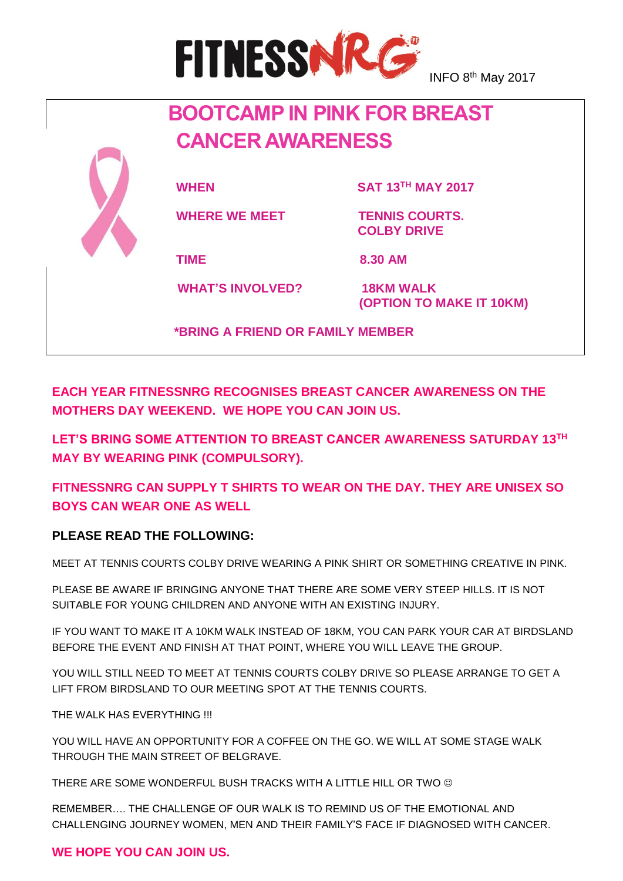FITNESSNRG INFO 8th May 2017

# BOOTCAMP IN PINK FOR BREAST CANCER AWARENESS

| | |
|---|---|
| **WHEN** | **SAT 13TH MAY 2017** |
| **WHERE WE MEET** | **TENNIS COURTS. COLBY DRIVE** |
| **TIME** | **8.30 AM** |
| **WHAT'S INVOLVED?** | **18KM WALK (OPTION TO MAKE IT 10KM)** |

**\*BRING A FRIEND OR FAMILY MEMBER**

**EACH YEAR FITNESSNRG RECOGNISES BREAST CANCER AWARENESS ON THE MOTHERS DAY WEEKEND. WE HOPE YOU CAN JOIN US.**

**LET'S BRING SOME ATTENTION TO BREAST CANCER AWARENESS SATURDAY 13TH MAY BY WEARING PINK (COMPULSORY).**

**FITNESSNRG CAN SUPPLY T SHIRTS TO WEAR ON THE DAY. THEY ARE UNISEX SO BOYS CAN WEAR ONE AS WELL**

**PLEASE READ THE FOLLOWING:**

MEET AT TENNIS COURTS COLBY DRIVE WEARING A PINK SHIRT OR SOMETHING CREATIVE IN PINK.

PLEASE BE AWARE IF BRINGING ANYONE THAT THERE ARE SOME VERY STEEP HILLS. IT IS NOT SUITABLE FOR YOUNG CHILDREN AND ANYONE WITH AN EXISTING INJURY.

IF YOU WANT TO MAKE IT A 10KM WALK INSTEAD OF 18KM, YOU CAN PARK YOUR CAR AT BIRDSLAND BEFORE THE EVENT AND FINISH AT THAT POINT, WHERE YOU WILL LEAVE THE GROUP.

YOU WILL STILL NEED TO MEET AT TENNIS COURTS COLBY DRIVE SO PLEASE ARRANGE TO GET A LIFT FROM BIRDSLAND TO OUR MEETING SPOT AT THE TENNIS COURTS.

THE WALK HAS EVERYTHING !!!

YOU WILL HAVE AN OPPORTUNITY FOR A COFFEE ON THE GO. WE WILL AT SOME STAGE WALK THROUGH THE MAIN STREET OF BELGRAVE.

THERE ARE SOME WONDERFUL BUSH TRACKS WITH A LITTLE HILL OR TWO ☺

REMEMBER…. THE CHALLENGE OF OUR WALK IS TO REMIND US OF THE EMOTIONAL AND CHALLENGING JOURNEY WOMEN, MEN AND THEIR FAMILY'S FACE IF DIAGNOSED WITH CANCER.

**WE HOPE YOU CAN JOIN US.**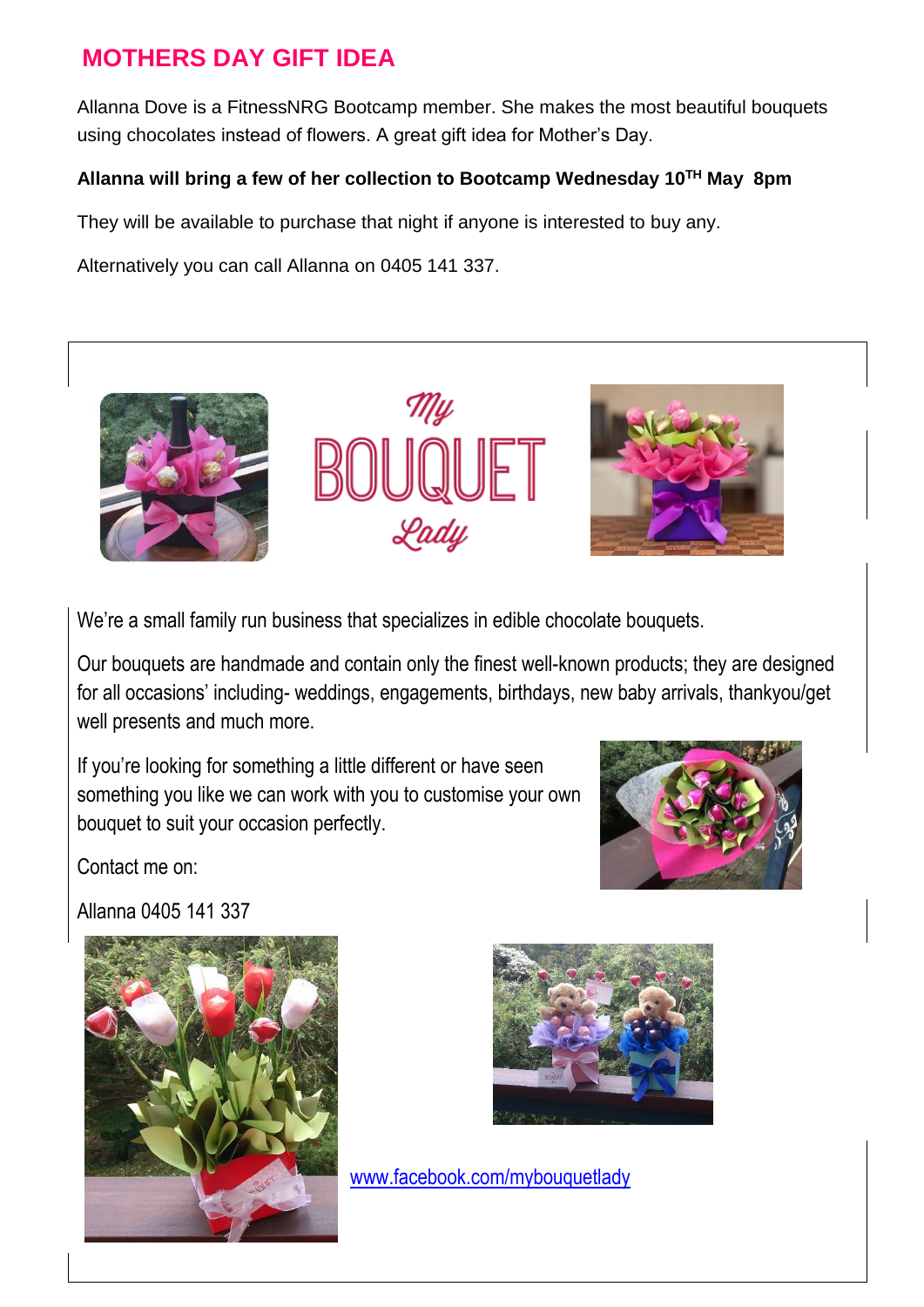## MOTHERS DAY GIFT IDEA

Allanna Dove is a FitnessNRG Bootcamp member. She makes the most beautiful bouquets using chocolates instead of flowers. A great gift idea for Mother's Day.

**Allanna will bring a few of her collection to Bootcamp Wednesday 10TH May 8pm**

They will be available to purchase that night if anyone is interested to buy any.

Alternatively you can call Allanna on 0405 141 337.

My BOUQUET Lady

We're a small family run business that specializes in edible chocolate bouquets.

Our bouquets are handmade and contain only the finest well-known products; they are designed for all occasions' including- weddings, engagements, birthdays, new baby arrivals, thankyou/get well presents and much more.

If you're looking for something a little different or have seen something you like we can work with you to customise your own bouquet to suit your occasion perfectly.

Contact me on:

Allanna 0405 141 337

www.facebook.com/mybouquetlady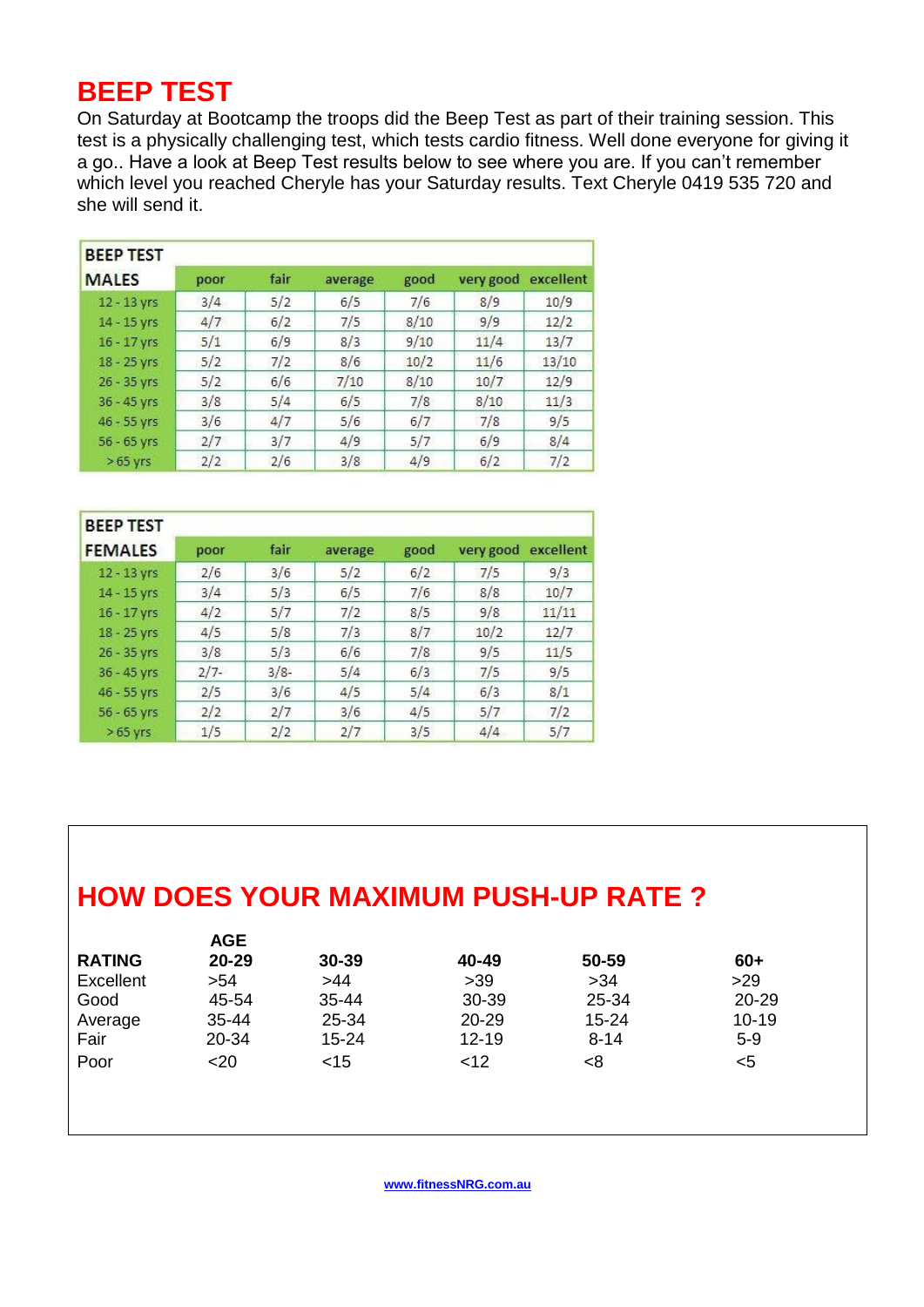# BEEP TEST

On Saturday at Bootcamp the troops did the Beep Test as part of their training session. This test is a physically challenging test, which tests cardio fitness. Well done everyone for giving it a go.. Have a look at Beep Test results below to see where you are. If you can't remember which level you reached Cheryle has your Saturday results. Text Cheryle 0419 535 720 and she will send it.

| BEEP TEST MALES | poor | fair | average | good | very good | excellent |
|---|---|---|---|---|---|---|
| 12 - 13 yrs | 3/4 | 5/2 | 6/5 | 7/6 | 8/9 | 10/9 |
| 14 - 15 yrs | 4/7 | 6/2 | 7/5 | 8/10 | 9/9 | 12/2 |
| 16 - 17 yrs | 5/1 | 6/9 | 8/3 | 9/10 | 11/4 | 13/7 |
| 18 - 25 yrs | 5/2 | 7/2 | 8/6 | 10/2 | 11/6 | 13/10 |
| 26 - 35 yrs | 5/2 | 6/6 | 7/10 | 8/10 | 10/7 | 12/9 |
| 36 - 45 yrs | 3/8 | 5/4 | 6/5 | 7/8 | 8/10 | 11/3 |
| 46 - 55 yrs | 3/6 | 4/7 | 5/6 | 6/7 | 7/8 | 9/5 |
| 56 - 65 yrs | 2/7 | 3/7 | 4/9 | 5/7 | 6/9 | 8/4 |
| > 65 yrs | 2/2 | 2/6 | 3/8 | 4/9 | 6/2 | 7/2 |

| BEEP TEST FEMALES | poor | fair | average | good | very good | excellent |
|---|---|---|---|---|---|---|
| 12 - 13 yrs | 2/6 | 3/6 | 5/2 | 6/2 | 7/5 | 9/3 |
| 14 - 15 yrs | 3/4 | 5/3 | 6/5 | 7/6 | 8/8 | 10/7 |
| 16 - 17 yrs | 4/2 | 5/7 | 7/2 | 8/5 | 9/8 | 11/11 |
| 18 - 25 yrs | 4/5 | 5/8 | 7/3 | 8/7 | 10/2 | 12/7 |
| 26 - 35 yrs | 3/8 | 5/3 | 6/6 | 7/8 | 9/5 | 11/5 |
| 36 - 45 yrs | 2/7- | 3/8- | 5/4 | 6/3 | 7/5 | 9/5 |
| 46 - 55 yrs | 2/5 | 3/6 | 4/5 | 5/4 | 6/3 | 8/1 |
| 56 - 65 yrs | 2/2 | 2/7 | 3/6 | 4/5 | 5/7 | 7/2 |
| > 65 yrs | 1/5 | 2/2 | 2/7 | 3/5 | 4/4 | 5/7 |

# HOW DOES YOUR MAXIMUM PUSH-UP RATE ?

| RATING | AGE 20-29 | 30-39 | 40-49 | 50-59 | 60+ |
|---|---|---|---|---|---|
| Excellent | >54 | >44 | >39 | >34 | >29 |
| Good | 45-54 | 35-44 | 30-39 | 25-34 | 20-29 |
| Average | 35-44 | 25-34 | 20-29 | 15-24 | 10-19 |
| Fair | 20-34 | 15-24 | 12-19 | 8-14 | 5-9 |
| Poor | <20 | <15 | <12 | <8 | <5 |

www.fitnessNRG.com.au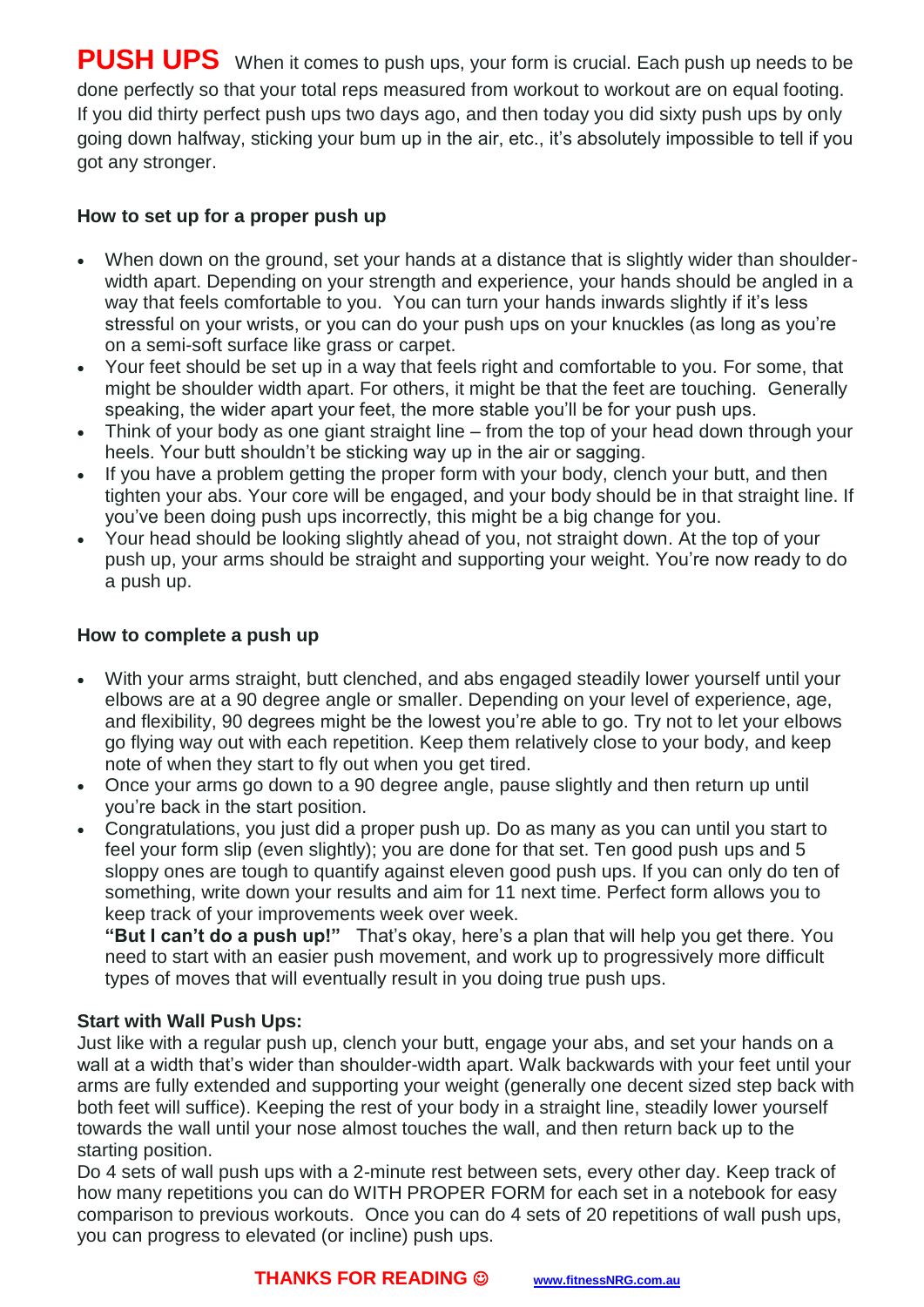**PUSH UPS** When it comes to push ups, your form is crucial. Each push up needs to be done perfectly so that your total reps measured from workout to workout are on equal footing. If you did thirty perfect push ups two days ago, and then today you did sixty push ups by only going down halfway, sticking your bum up in the air, etc., it's absolutely impossible to tell if you got any stronger.

**How to set up for a proper push up**

- When down on the ground, set your hands at a distance that is slightly wider than shoulder-width apart. Depending on your strength and experience, your hands should be angled in a way that feels comfortable to you. You can turn your hands inwards slightly if it's less stressful on your wrists, or you can do your push ups on your knuckles (as long as you're on a semi-soft surface like grass or carpet.
- Your feet should be set up in a way that feels right and comfortable to you. For some, that might be shoulder width apart. For others, it might be that the feet are touching. Generally speaking, the wider apart your feet, the more stable you'll be for your push ups.
- Think of your body as one giant straight line – from the top of your head down through your heels. Your butt shouldn't be sticking way up in the air or sagging.
- If you have a problem getting the proper form with your body, clench your butt, and then tighten your abs. Your core will be engaged, and your body should be in that straight line. If you've been doing push ups incorrectly, this might be a big change for you.
- Your head should be looking slightly ahead of you, not straight down. At the top of your push up, your arms should be straight and supporting your weight. You're now ready to do a push up.

**How to complete a push up**

- With your arms straight, butt clenched, and abs engaged steadily lower yourself until your elbows are at a 90 degree angle or smaller. Depending on your level of experience, age, and flexibility, 90 degrees might be the lowest you're able to go. Try not to let your elbows go flying way out with each repetition. Keep them relatively close to your body, and keep note of when they start to fly out when you get tired.
- Once your arms go down to a 90 degree angle, pause slightly and then return up until you're back in the start position.
- Congratulations, you just did a proper push up. Do as many as you can until you start to feel your form slip (even slightly); you are done for that set. Ten good push ups and 5 sloppy ones are tough to quantify against eleven good push ups. If you can only do ten of something, write down your results and aim for 11 next time. Perfect form allows you to keep track of your improvements week over week.

  **"But I can't do a push up!"** That's okay, here's a plan that will help you get there. You need to start with an easier push movement, and work up to progressively more difficult types of moves that will eventually result in you doing true push ups.

**Start with Wall Push Ups:**

Just like with a regular push up, clench your butt, engage your abs, and set your hands on a wall at a width that's wider than shoulder-width apart. Walk backwards with your feet until your arms are fully extended and supporting your weight (generally one decent sized step back with both feet will suffice). Keeping the rest of your body in a straight line, steadily lower yourself towards the wall until your nose almost touches the wall, and then return back up to the starting position.

Do 4 sets of wall push ups with a 2-minute rest between sets, every other day. Keep track of how many repetitions you can do WITH PROPER FORM for each set in a notebook for easy comparison to previous workouts. Once you can do 4 sets of 20 repetitions of wall push ups, you can progress to elevated (or incline) push ups.

**THANKS FOR READING ☺** www.fitnessNRG.com.au